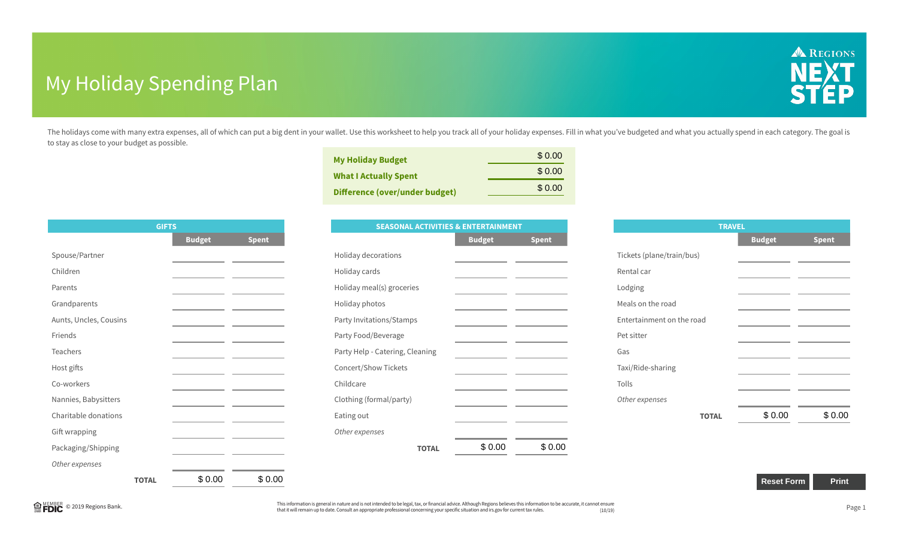# My Holiday Spending Plan

REGIONS NEXT STEP

The holidays come with many extra expenses, all of which can put a big dent in your wallet. Use this worksheet to help you track all of your holiday expenses. Fill in what you've budgeted and what you actually spend in each category. The goal is to stay as close to your budget as possible.

| | |
|---|---|
| **My Holiday Budget** | $ 0.00 |
| **What I Actually Spent** | $ 0.00 |
| **Difference (over/under budget)** | $ 0.00 |

## GIFTS

| | Budget | Spent |
|---|---|---|
| Spouse/Partner | | |
| Children | | |
| Parents | | |
| Grandparents | | |
| Aunts, Uncles, Cousins | | |
| Friends | | |
| Teachers | | |
| Host gifts | | |
| Co-workers | | |
| Nannies, Babysitters | | |
| Charitable donations | | |
| Gift wrapping | | |
| Packaging/Shipping | | |
| *Other expenses* | | |
| **TOTAL** | $ 0.00 | $ 0.00 |

## SEASONAL ACTIVITIES & ENTERTAINMENT

| | Budget | Spent |
|---|---|---|
| Holiday decorations | | |
| Holiday cards | | |
| Holiday meal(s) groceries | | |
| Holiday photos | | |
| Party Invitations/Stamps | | |
| Party Food/Beverage | | |
| Party Help - Catering, Cleaning | | |
| Concert/Show Tickets | | |
| Childcare | | |
| Clothing (formal/party) | | |
| Eating out | | |
| *Other expenses* | | |
| **TOTAL** | $ 0.00 | $ 0.00 |

## TRAVEL

| | Budget | Spent |
|---|---|---|
| Tickets (plane/train/bus) | | |
| Rental car | | |
| Lodging | | |
| Meals on the road | | |
| Entertainment on the road | | |
| Pet sitter | | |
| Gas | | |
| Taxi/Ride-sharing | | |
| Tolls | | |
| *Other expenses* | | |
| **TOTAL** | $ 0.00 | $ 0.00 |

Reset Form | Print

MEMBER FDIC © 2019 Regions Bank.

This information is general in nature and is not intended to be legal, tax, or financial advice. Although Regions believes this information to be accurate, it cannot ensure that it will remain up to date. Consult an appropriate professional concerning your specific situation and irs.gov for current tax rules. (10/19)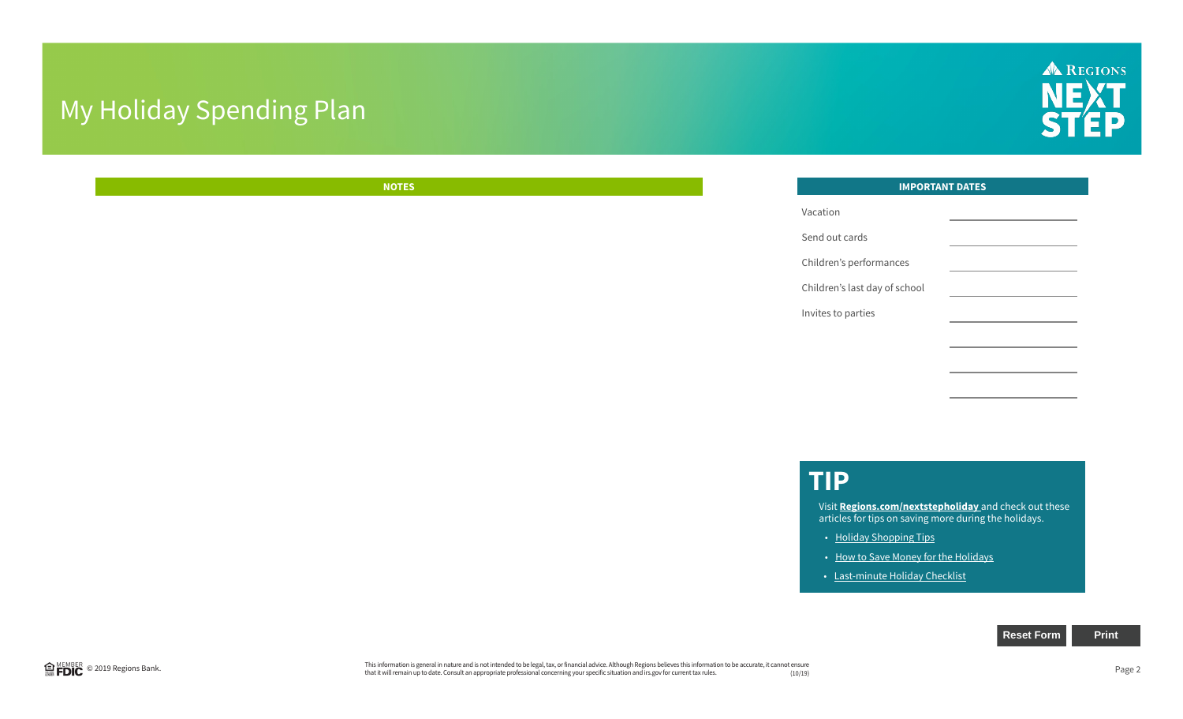# My Holiday Spending Plan

REGIONS NEXT STEP

**NOTES**

**IMPORTANT DATES**

| | |
|---|---|
| Vacation | ____________ |
| Send out cards | ____________ |
| Children's performances | ____________ |
| Children's last day of school | ____________ |
| Invites to parties | ____________ |
| | ____________ |
| | ____________ |
| | ____________ |

## TIP

Visit **Regions.com/nextstepholiday** and check out these articles for tips on saving more during the holidays.

- Holiday Shopping Tips
- How to Save Money for the Holidays
- Last-minute Holiday Checklist

Reset Form Print

MEMBER FDIC © 2019 Regions Bank.

This information is general in nature and is not intended to be legal, tax, or financial advice. Although Regions believes this information to be accurate, it cannot ensure that it will remain up to date. Consult an appropriate professional concerning your specific situation and irs.gov for current tax rules. (10/19)